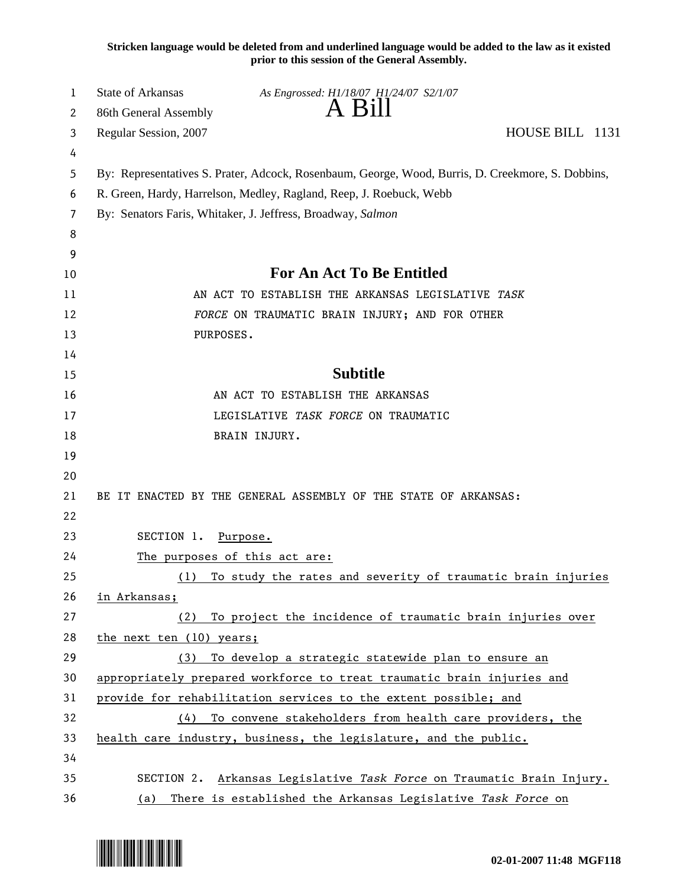**Stricken language would be deleted from and underlined language would be added to the law as it existed prior to this session of the General Assembly.**

State of Arkansas *As Engrossed: H1/18/07 H1/24/07 S2/1/07*
86th General Assembly **A Bill**
Regular Session, 2007 HOUSE BILL 1131

By: Representatives S. Prater, Adcock, Rosenbaum, George, Wood, Burris, D. Creekmore, S. Dobbins, R. Green, Hardy, Harrelson, Medley, Ragland, Reep, J. Roebuck, Webb

By: Senators Faris, Whitaker, J. Jeffress, Broadway, *Salmon*

## For An Act To Be Entitled

AN ACT TO ESTABLISH THE ARKANSAS LEGISLATIVE *TASK FORCE* ON TRAUMATIC BRAIN INJURY; AND FOR OTHER PURPOSES.

## Subtitle

AN ACT TO ESTABLISH THE ARKANSAS LEGISLATIVE *TASK FORCE* ON TRAUMATIC BRAIN INJURY.

BE IT ENACTED BY THE GENERAL ASSEMBLY OF THE STATE OF ARKANSAS:

SECTION 1. <u>Purpose.</u>

<u>The purposes of this act are:</u>

<u>(1) To study the rates and severity of traumatic brain injuries in Arkansas;</u>

<u>(2) To project the incidence of traumatic brain injuries over the next ten (10) years;</u>

<u>(3) To develop a strategic statewide plan to ensure an appropriately prepared workforce to treat traumatic brain injuries and provide for rehabilitation services to the extent possible; and</u>

<u>(4) To convene stakeholders from health care providers, the health care industry, business, the legislature, and the public.</u>

SECTION 2. <u>Arkansas Legislative *Task Force* on Traumatic Brain Injury.</u>

<u>(a) There is established the Arkansas Legislative *Task Force* on</u>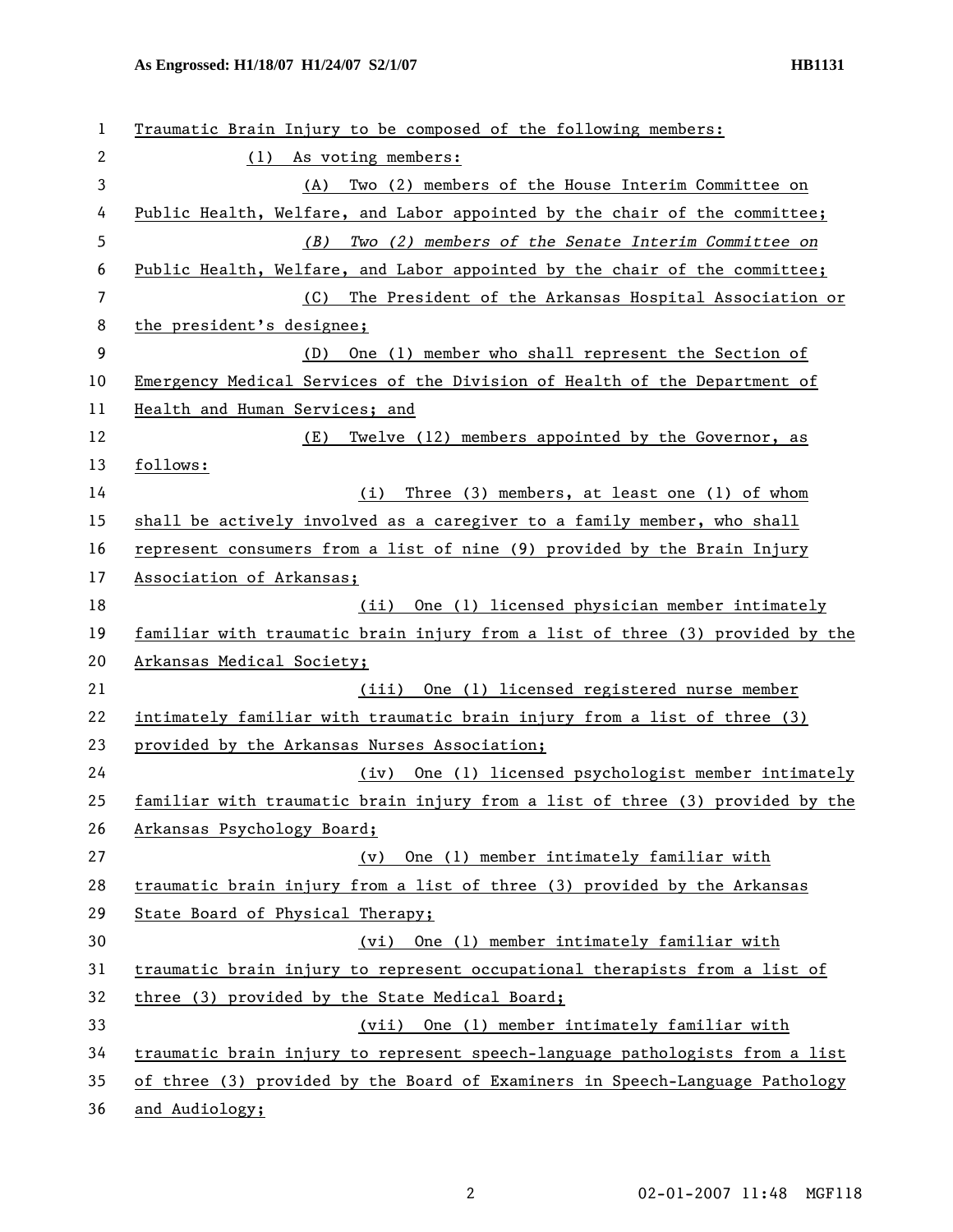Traumatic Brain Injury to be composed of the following members:

(1) As voting members:

(A) Two (2) members of the House Interim Committee on Public Health, Welfare, and Labor appointed by the chair of the committee;

*(B) Two (2) members of the Senate Interim Committee on* Public Health, Welfare, and Labor appointed by the chair of the committee;

(C) The President of the Arkansas Hospital Association or the president's designee;

(D) One (1) member who shall represent the Section of Emergency Medical Services of the Division of Health of the Department of Health and Human Services; and

(E) Twelve (12) members appointed by the Governor, as follows:

(i) Three (3) members, at least one (1) of whom shall be actively involved as a caregiver to a family member, who shall represent consumers from a list of nine (9) provided by the Brain Injury Association of Arkansas;

(ii) One (1) licensed physician member intimately familiar with traumatic brain injury from a list of three (3) provided by the Arkansas Medical Society;

(iii) One (1) licensed registered nurse member intimately familiar with traumatic brain injury from a list of three (3) provided by the Arkansas Nurses Association;

(iv) One (1) licensed psychologist member intimately familiar with traumatic brain injury from a list of three (3) provided by the Arkansas Psychology Board;

(v) One (1) member intimately familiar with traumatic brain injury from a list of three (3) provided by the Arkansas State Board of Physical Therapy;

(vi) One (1) member intimately familiar with traumatic brain injury to represent occupational therapists from a list of three (3) provided by the State Medical Board;

(vii) One (1) member intimately familiar with traumatic brain injury to represent speech-language pathologists from a list of three (3) provided by the Board of Examiners in Speech-Language Pathology and Audiology;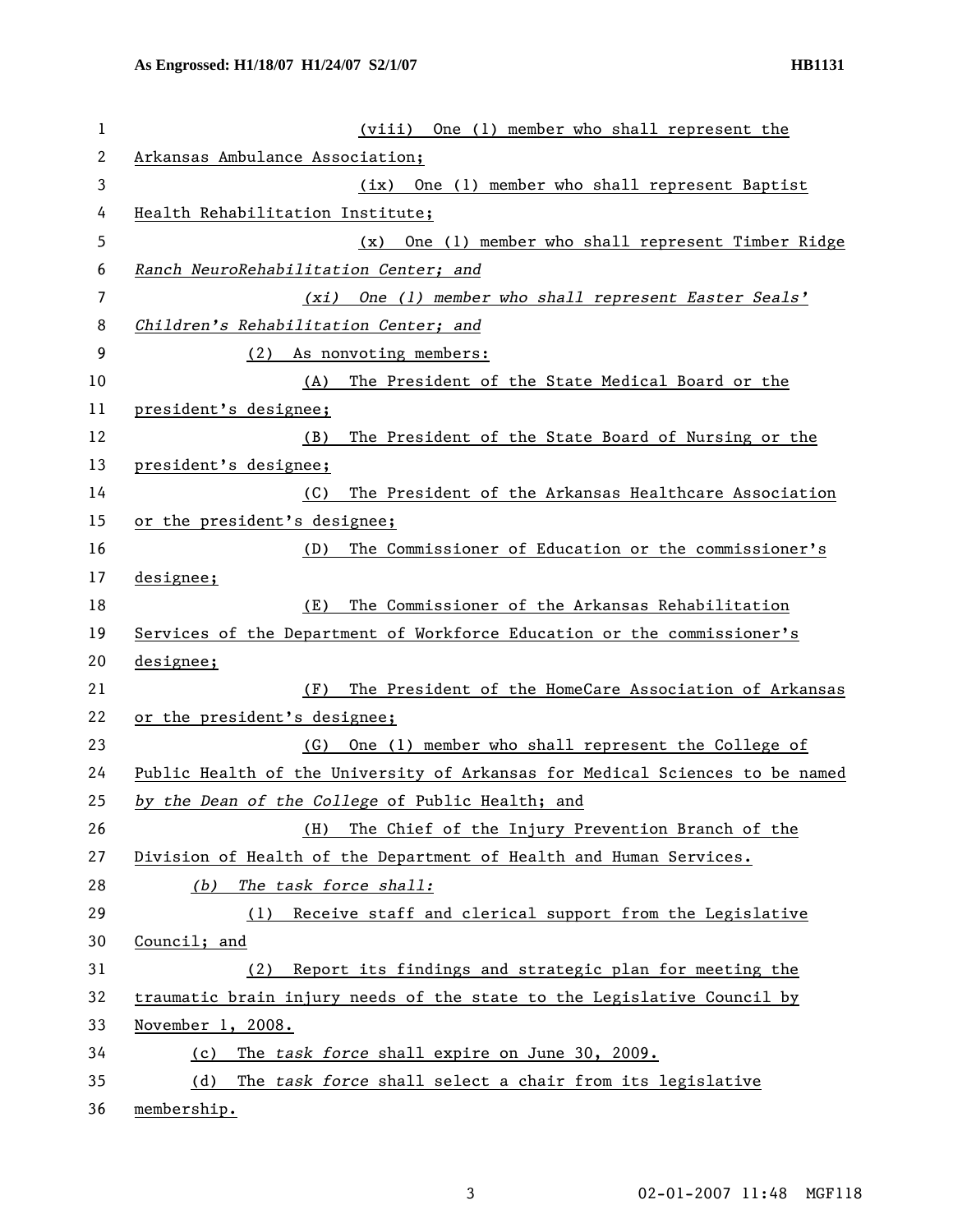(viii) One (1) member who shall represent the Arkansas Ambulance Association;

(ix) One (1) member who shall represent Baptist Health Rehabilitation Institute;

(x) One (1) member who shall represent Timber Ridge *Ranch NeuroRehabilitation Center; and*

*(xi) One (1) member who shall represent Easter Seals' Children's Rehabilitation Center; and*

(2) As nonvoting members:

(A) The President of the State Medical Board or the president's designee;

(B) The President of the State Board of Nursing or the president's designee;

(C) The President of the Arkansas Healthcare Association or the president's designee;

(D) The Commissioner of Education or the commissioner's designee;

(E) The Commissioner of the Arkansas Rehabilitation Services of the Department of Workforce Education or the commissioner's designee;

(F) The President of the HomeCare Association of Arkansas or the president's designee;

(G) One (1) member who shall represent the College of Public Health of the University of Arkansas for Medical Sciences to be named *by the Dean of the College* of Public Health; and

(H) The Chief of the Injury Prevention Branch of the Division of Health of the Department of Health and Human Services.

*(b) The task force shall:*

(1) Receive staff and clerical support from the Legislative Council; and

(2) Report its findings and strategic plan for meeting the traumatic brain injury needs of the state to the Legislative Council by November 1, 2008.

(c) The *task force* shall expire on June 30, 2009.

(d) The *task force* shall select a chair from its legislative membership.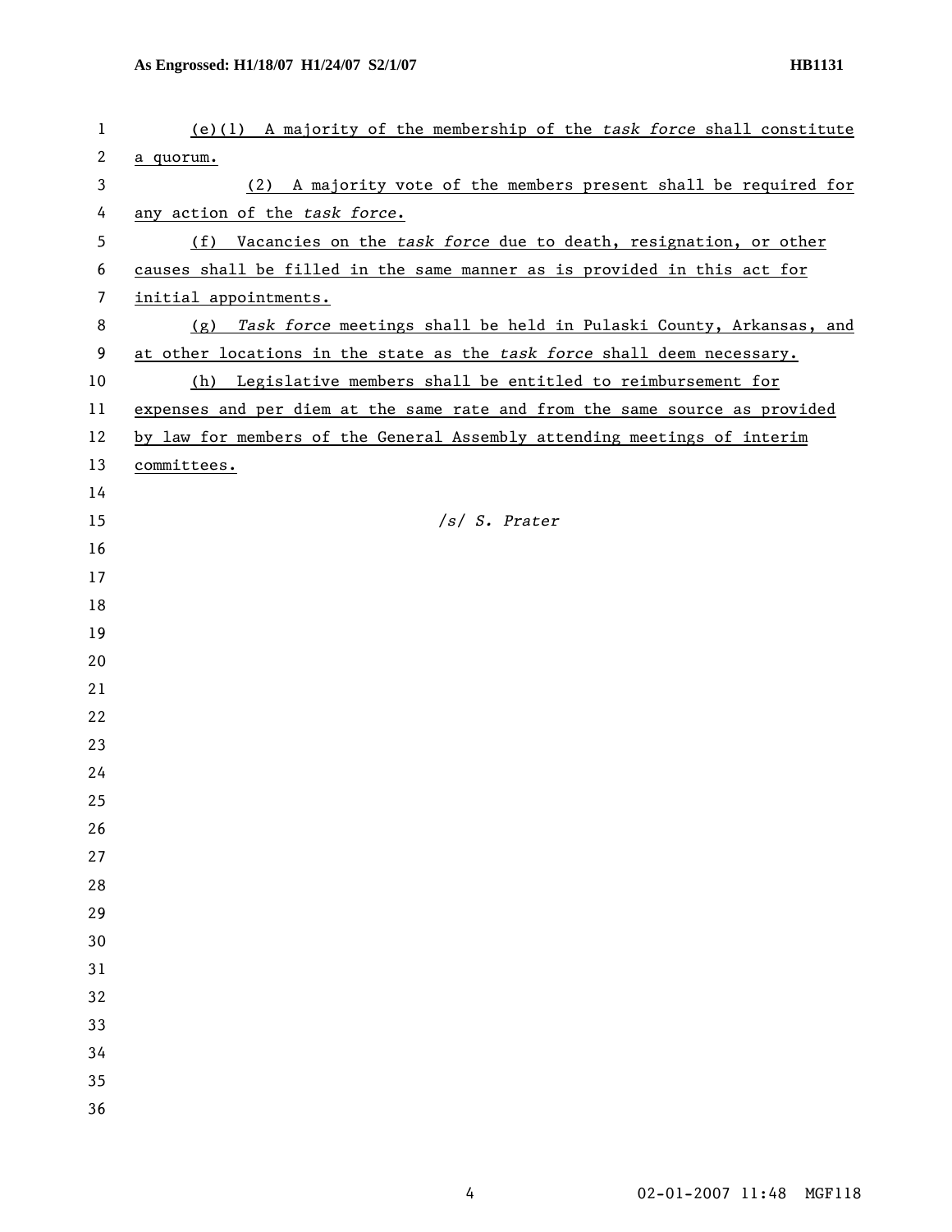(e)(1) A majority of the membership of the *task force* shall constitute a quorum.

(2) A majority vote of the members present shall be required for any action of the *task force*.

(f) Vacancies on the *task force* due to death, resignation, or other causes shall be filled in the same manner as is provided in this act for initial appointments.

(g) *Task force* meetings shall be held in Pulaski County, Arkansas, and at other locations in the state as the *task force* shall deem necessary.

(h) Legislative members shall be entitled to reimbursement for expenses and per diem at the same rate and from the same source as provided by law for members of the General Assembly attending meetings of interim committees.

*/s/ S. Prater*